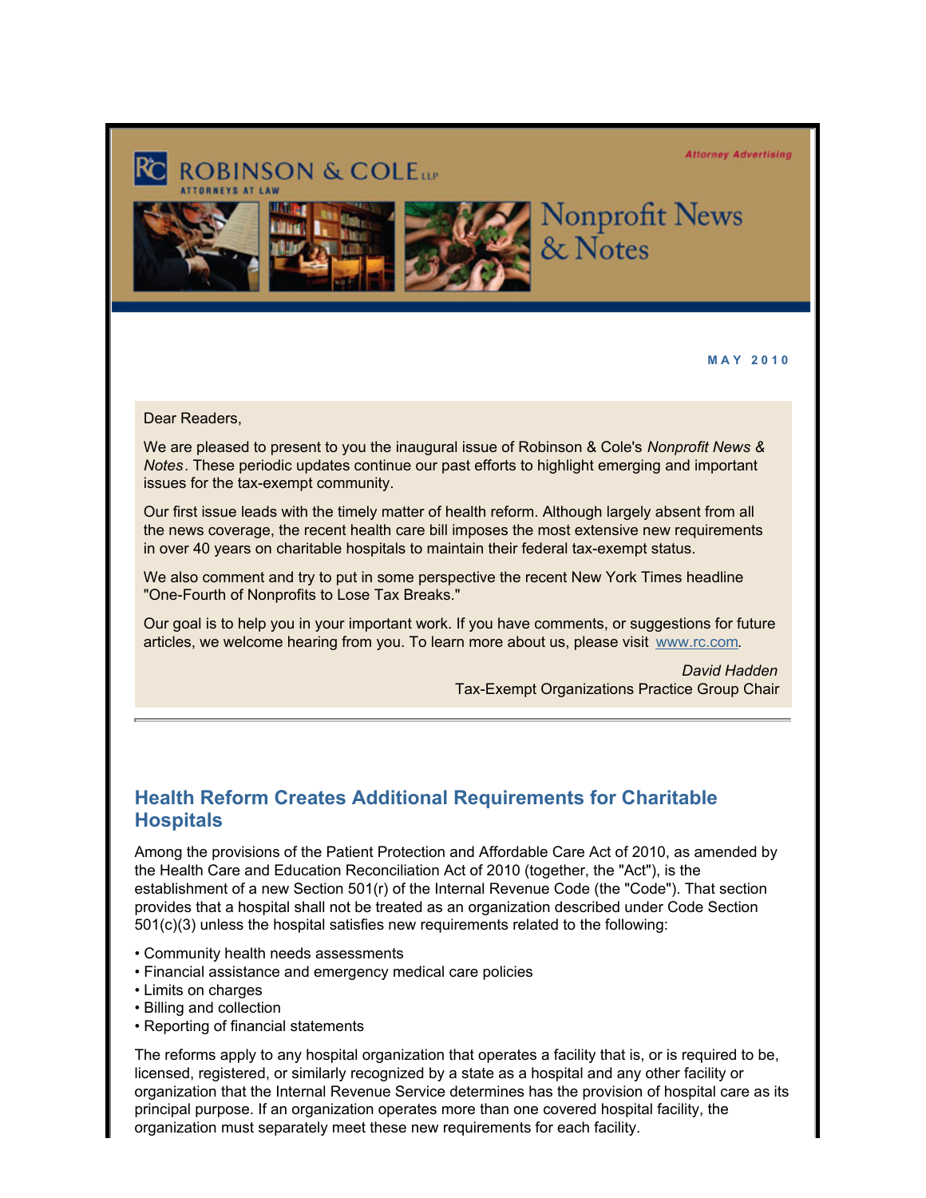ROBINSON & COLE LLP

ATTORNEYS AT LAW

Attorney Advertising

# Nonprofit News & Notes

**MAY 2010**

Dear Readers,

We are pleased to present to you the inaugural issue of Robinson & Cole's *Nonprofit News & Notes*. These periodic updates continue our past efforts to highlight emerging and important issues for the tax-exempt community.

Our first issue leads with the timely matter of health reform. Although largely absent from all the news coverage, the recent health care bill imposes the most extensive new requirements in over 40 years on charitable hospitals to maintain their federal tax-exempt status.

We also comment and try to put in some perspective the recent New York Times headline "One-Fourth of Nonprofits to Lose Tax Breaks."

Our goal is to help you in your important work. If you have comments, or suggestions for future articles, we welcome hearing from you. To learn more about us, please visit www.rc.com.

*David Hadden*
Tax-Exempt Organizations Practice Group Chair

---

## Health Reform Creates Additional Requirements for Charitable Hospitals

Among the provisions of the Patient Protection and Affordable Care Act of 2010, as amended by the Health Care and Education Reconciliation Act of 2010 (together, the "Act"), is the establishment of a new Section 501(r) of the Internal Revenue Code (the "Code"). That section provides that a hospital shall not be treated as an organization described under Code Section 501(c)(3) unless the hospital satisfies new requirements related to the following:

- Community health needs assessments
- Financial assistance and emergency medical care policies
- Limits on charges
- Billing and collection
- Reporting of financial statements

The reforms apply to any hospital organization that operates a facility that is, or is required to be, licensed, registered, or similarly recognized by a state as a hospital and any other facility or organization that the Internal Revenue Service determines has the provision of hospital care as its principal purpose. If an organization operates more than one covered hospital facility, the organization must separately meet these new requirements for each facility.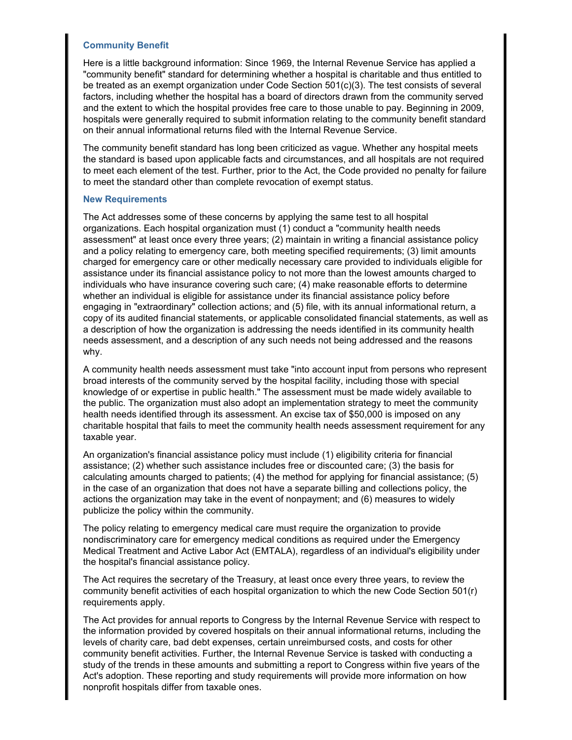### Community Benefit

Here is a little background information: Since 1969, the Internal Revenue Service has applied a "community benefit" standard for determining whether a hospital is charitable and thus entitled to be treated as an exempt organization under Code Section 501(c)(3). The test consists of several factors, including whether the hospital has a board of directors drawn from the community served and the extent to which the hospital provides free care to those unable to pay. Beginning in 2009, hospitals were generally required to submit information relating to the community benefit standard on their annual informational returns filed with the Internal Revenue Service.

The community benefit standard has long been criticized as vague. Whether any hospital meets the standard is based upon applicable facts and circumstances, and all hospitals are not required to meet each element of the test. Further, prior to the Act, the Code provided no penalty for failure to meet the standard other than complete revocation of exempt status.

### New Requirements

The Act addresses some of these concerns by applying the same test to all hospital organizations. Each hospital organization must (1) conduct a "community health needs assessment" at least once every three years; (2) maintain in writing a financial assistance policy and a policy relating to emergency care, both meeting specified requirements; (3) limit amounts charged for emergency care or other medically necessary care provided to individuals eligible for assistance under its financial assistance policy to not more than the lowest amounts charged to individuals who have insurance covering such care; (4) make reasonable efforts to determine whether an individual is eligible for assistance under its financial assistance policy before engaging in "extraordinary" collection actions; and (5) file, with its annual informational return, a copy of its audited financial statements, or applicable consolidated financial statements, as well as a description of how the organization is addressing the needs identified in its community health needs assessment, and a description of any such needs not being addressed and the reasons why.

A community health needs assessment must take "into account input from persons who represent broad interests of the community served by the hospital facility, including those with special knowledge of or expertise in public health." The assessment must be made widely available to the public. The organization must also adopt an implementation strategy to meet the community health needs identified through its assessment. An excise tax of $50,000 is imposed on any charitable hospital that fails to meet the community health needs assessment requirement for any taxable year.

An organization's financial assistance policy must include (1) eligibility criteria for financial assistance; (2) whether such assistance includes free or discounted care; (3) the basis for calculating amounts charged to patients; (4) the method for applying for financial assistance; (5) in the case of an organization that does not have a separate billing and collections policy, the actions the organization may take in the event of nonpayment; and (6) measures to widely publicize the policy within the community.

The policy relating to emergency medical care must require the organization to provide nondiscriminatory care for emergency medical conditions as required under the Emergency Medical Treatment and Active Labor Act (EMTALA), regardless of an individual's eligibility under the hospital's financial assistance policy.

The Act requires the secretary of the Treasury, at least once every three years, to review the community benefit activities of each hospital organization to which the new Code Section 501(r) requirements apply.

The Act provides for annual reports to Congress by the Internal Revenue Service with respect to the information provided by covered hospitals on their annual informational returns, including the levels of charity care, bad debt expenses, certain unreimbursed costs, and costs for other community benefit activities. Further, the Internal Revenue Service is tasked with conducting a study of the trends in these amounts and submitting a report to Congress within five years of the Act's adoption. These reporting and study requirements will provide more information on how nonprofit hospitals differ from taxable ones.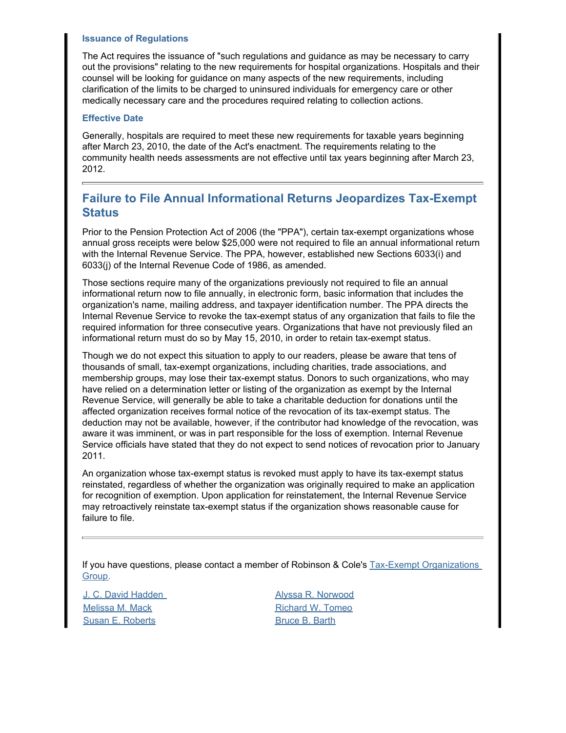### Issuance of Regulations

The Act requires the issuance of "such regulations and guidance as may be necessary to carry out the provisions" relating to the new requirements for hospital organizations. Hospitals and their counsel will be looking for guidance on many aspects of the new requirements, including clarification of the limits to be charged to uninsured individuals for emergency care or other medically necessary care and the procedures required relating to collection actions.

### Effective Date

Generally, hospitals are required to meet these new requirements for taxable years beginning after March 23, 2010, the date of the Act's enactment. The requirements relating to the community health needs assessments are not effective until tax years beginning after March 23, 2012.

---

## Failure to File Annual Informational Returns Jeopardizes Tax-Exempt Status

Prior to the Pension Protection Act of 2006 (the "PPA"), certain tax-exempt organizations whose annual gross receipts were below $25,000 were not required to file an annual informational return with the Internal Revenue Service. The PPA, however, established new Sections 6033(i) and 6033(j) of the Internal Revenue Code of 1986, as amended.

Those sections require many of the organizations previously not required to file an annual informational return now to file annually, in electronic form, basic information that includes the organization's name, mailing address, and taxpayer identification number. The PPA directs the Internal Revenue Service to revoke the tax-exempt status of any organization that fails to file the required information for three consecutive years. Organizations that have not previously filed an informational return must do so by May 15, 2010, in order to retain tax-exempt status.

Though we do not expect this situation to apply to our readers, please be aware that tens of thousands of small, tax-exempt organizations, including charities, trade associations, and membership groups, may lose their tax-exempt status. Donors to such organizations, who may have relied on a determination letter or listing of the organization as exempt by the Internal Revenue Service, will generally be able to take a charitable deduction for donations until the affected organization receives formal notice of the revocation of its tax-exempt status. The deduction may not be available, however, if the contributor had knowledge of the revocation, was aware it was imminent, or was in part responsible for the loss of exemption. Internal Revenue Service officials have stated that they do not expect to send notices of revocation prior to January 2011.

An organization whose tax-exempt status is revoked must apply to have its tax-exempt status reinstated, regardless of whether the organization was originally required to make an application for recognition of exemption. Upon application for reinstatement, the Internal Revenue Service may retroactively reinstate tax-exempt status if the organization shows reasonable cause for failure to file.

---

If you have questions, please contact a member of Robinson & Cole's Tax-Exempt Organizations Group.

J. C. David Hadden
Melissa M. Mack
Susan E. Roberts
Alyssa R. Norwood
Richard W. Tomeo
Bruce B. Barth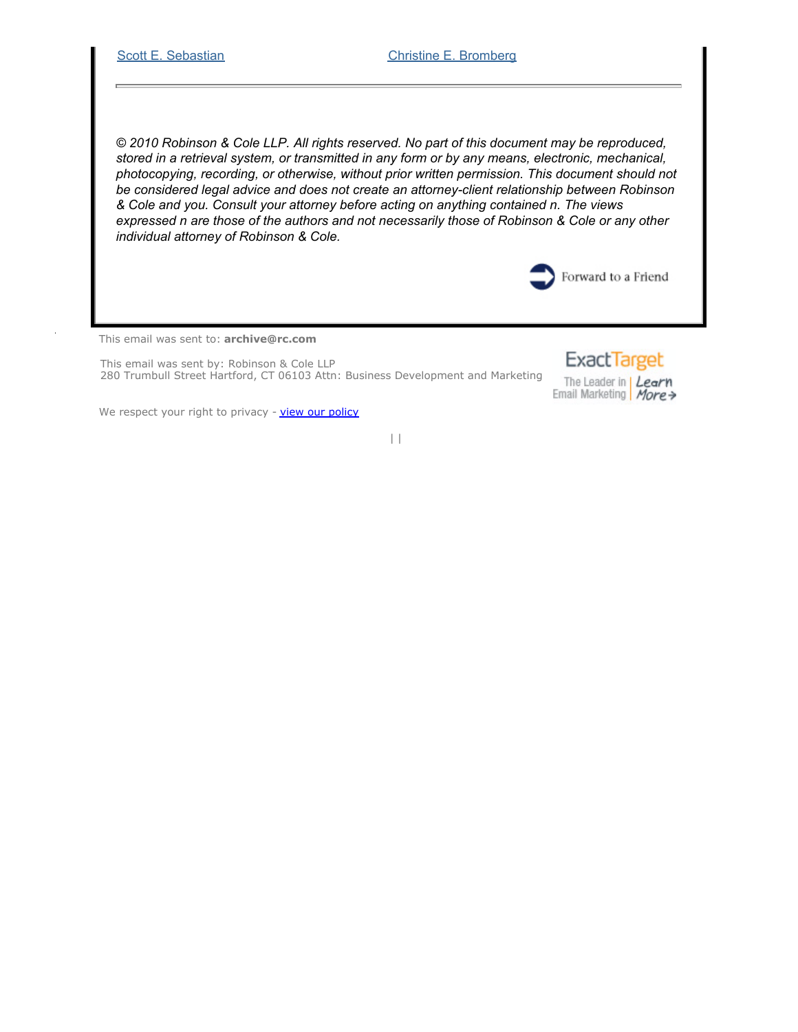[Scott E. Sebastian](#) [Christine E. Bromberg](#)

---

*© 2010 Robinson & Cole LLP. All rights reserved. No part of this document may be reproduced, stored in a retrieval system, or transmitted in any form or by any means, electronic, mechanical, photocopying, recording, or otherwise, without prior written permission. This document should not be considered legal advice and does not create an attorney-client relationship between Robinson & Cole and you. Consult your attorney before acting on anything contained n. The views expressed n are those of the authors and not necessarily those of Robinson & Cole or any other individual attorney of Robinson & Cole.*

Forward to a Friend

This email was sent to: **archive@rc.com**

This email was sent by: Robinson & Cole LLP
280 Trumbull Street Hartford, CT 06103 Attn: Business Development and Marketing

ExactTarget
The Leader in Email Marketing | Learn More→

We respect your right to privacy - [view our policy](#)

| |